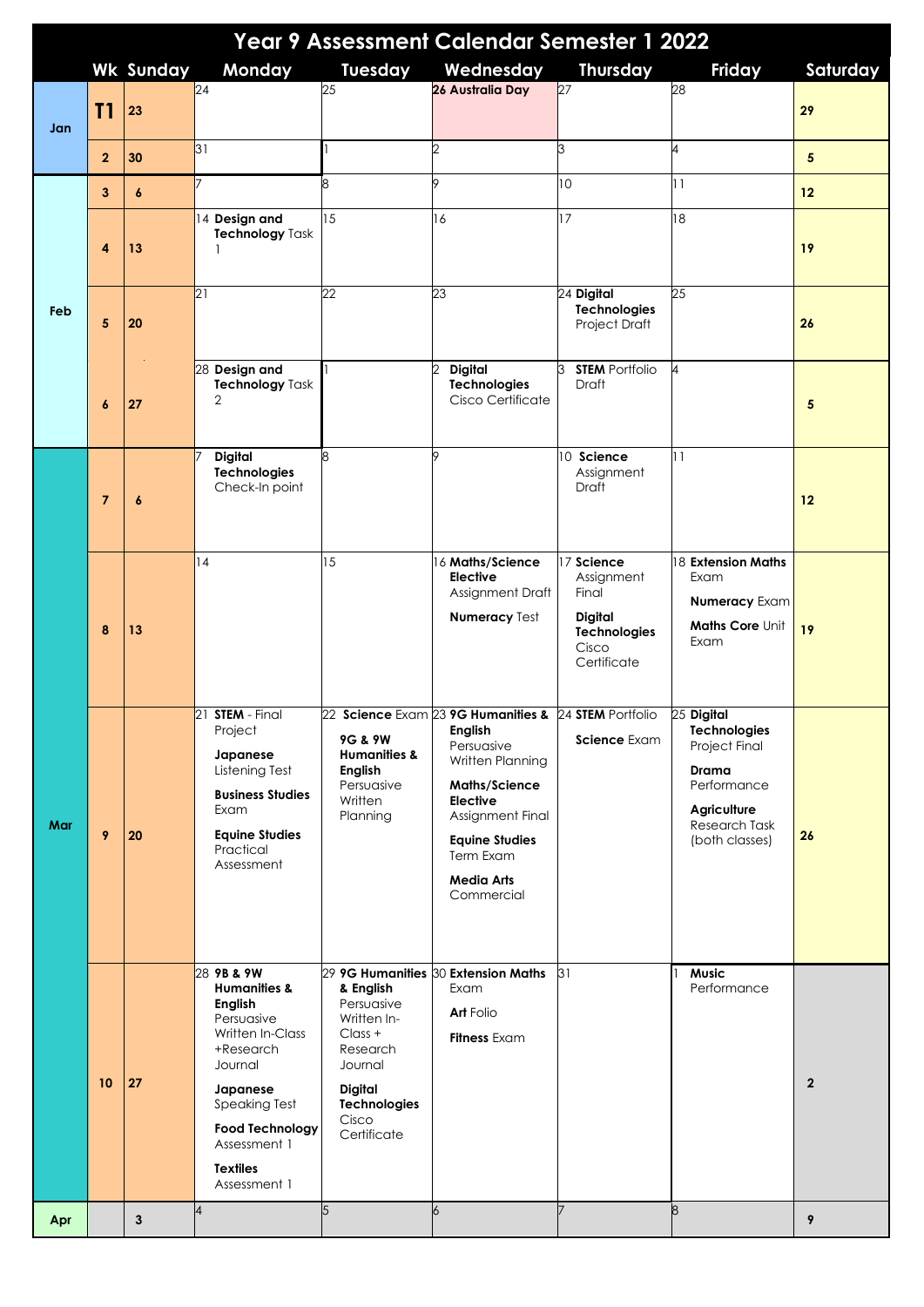# Year 9 Assessment Calendar Semester 1 2022

| | Wk | Sunday | Monday | Tuesday | Wednesday | Thursday | Friday | Saturday |
|---|---|---|---|---|---|---|---|---|
| Jan | T1 | 23 | 24 | 25 | 26 **Australia Day** | 27 | 28 | 29 |
| | 2 | 30 | 31 | 1 | 2 | 3 | 4 | 5 |
| Feb | 3 | 6 | 7 | 8 | 9 | 10 | 11 | 12 |
| | 4 | 13 | 14 **Design and Technology** Task 1 | 15 | 16 | 17 | 18 | 19 |
| | 5 | 20 | 21 | 22 | 23 | 24 **Digital Technologies** Project Draft | 25 | 26 |
| | 6 | 27 | 28 **Design and Technology** Task 2 | 1 | 2 **Digital Technologies** Cisco Certificate | 3 **STEM** Portfolio Draft | 4 | 5 |
| Mar | 7 | 6 | 7 **Digital Technologies** Check-In point | 8 | 9 | 10 **Science** Assignment Draft | 11 | 12 |
| | 8 | 13 | 14 | 15 | 16 **Maths/Science Elective** Assignment Draft<br>**Numeracy** Test | 17 **Science** Assignment Final<br>**Digital Technologies** Cisco Certificate | 18 **Extension Maths** Exam<br>**Numeracy** Exam<br>**Maths Core** Unit Exam | 19 |
| | 9 | 20 | 21 **STEM** - Final Project<br>**Japanese** Listening Test<br>**Business Studies** Exam<br>**Equine Studies** Practical Assessment | 22 **Science** Exam<br>**9G & 9W Humanities & English** Persuasive Written Planning | 23 **9G Humanities & English** Persuasive Written Planning<br>**Maths/Science Elective** Assignment Final<br>**Equine Studies** Term Exam<br>**Media Arts** Commercial | 24 **STEM** Portfolio<br>**Science** Exam | 25 **Digital Technologies** Project Final<br>**Drama** Performance<br>**Agriculture** Research Task (both classes) | 26 |
| | 10 | 27 | 28 **9B & 9W Humanities & English** Persuasive Written In-Class +Research Journal<br>**Japanese** Speaking Test<br>**Food Technology** Assessment 1<br>**Textiles** Assessment 1 | 29 **9G Humanities & English** Persuasive Written In-Class + Research Journal<br>**Digital Technologies** Cisco Certificate | 30 **Extension Maths** Exam<br>**Art** Folio<br>**Fitness** Exam | 31 | 1 **Music** Performance | 2 |
| Apr | | 3 | 4 | 5 | 6 | 7 | 8 | 9 |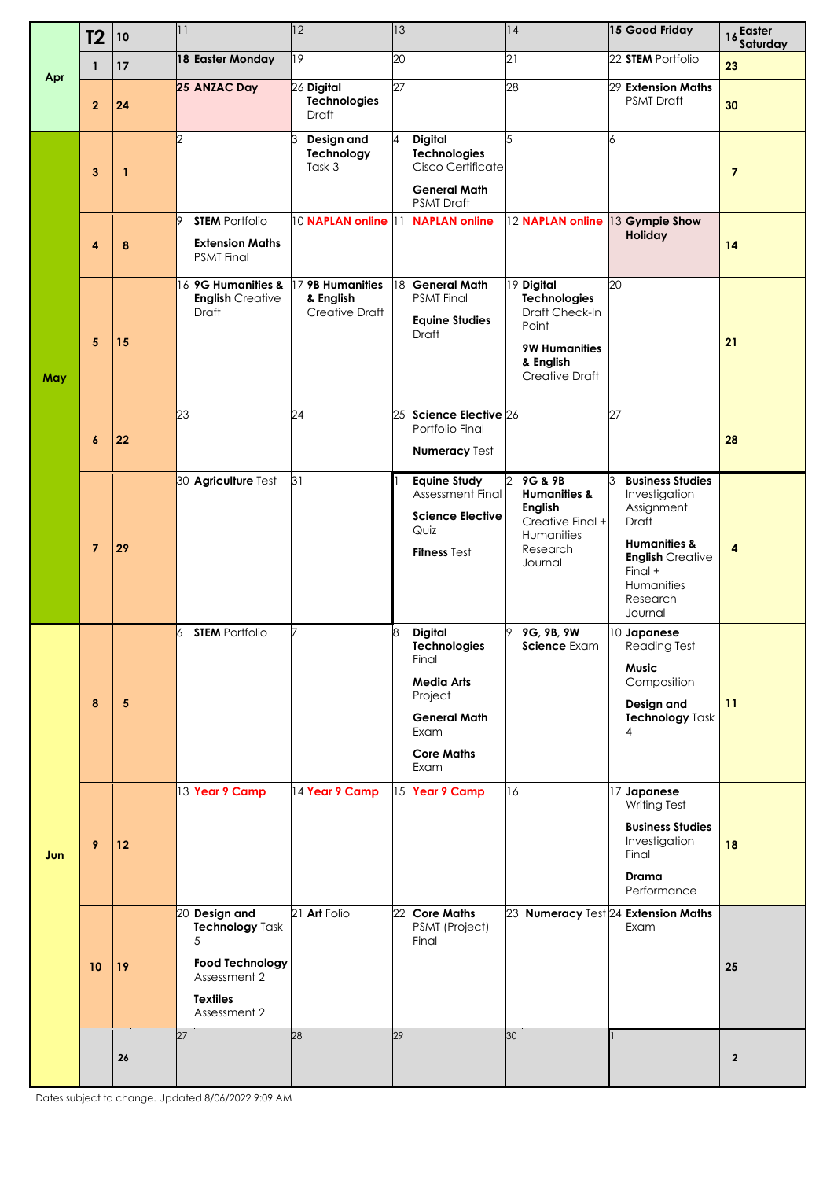| | T2 | | Mon | Tue | Wed | Thu | Fri | Sat |
|---|---|---|---|---|---|---|---|---|
| Apr | **T2** | **10** | 11 | 12 | 13 | 14 | **15 Good Friday** | **16 Easter Saturday** |
| | **1** | **17** | **18 Easter Monday** | 19 | 20 | 21 | 22 **STEM** Portfolio | **23** |
| | **2** | **24** | **25 ANZAC Day** | 26 **Digital Technologies** Draft | 27 | 28 | 29 **Extension Maths** PSMT Draft | **30** |
| May | **3** | **1** | 2 | 3 **Design and Technology** Task 3 | 4 **Digital Technologies** Cisco Certificate<br>**General Math** PSMT Draft | 5 | 6 | **7** |
| | **4** | **8** | 9 **STEM** Portfolio<br>**Extension Maths** PSMT Final | 10 **NAPLAN online** | 11 **NAPLAN online** | 12 **NAPLAN online** | 13 **Gympie Show Holiday** | **14** |
| | **5** | **15** | 16 **9G Humanities & English** Creative Draft | 17 **9B Humanities & English** Creative Draft | 18 **General Math** PSMT Final<br>**Equine Studies** Draft | 19 **Digital Technologies** Draft Check-In Point<br>**9W Humanities & English** Creative Draft | 20 | **21** |
| | **6** | **22** | 23 | 24 | 25 **Science Elective** Portfolio Final<br>**Numeracy** Test | 26 | 27 | **28** |
| | **7** | **29** | 30 **Agriculture** Test | 31 | 1 **Equine Study** Assessment Final<br>**Science Elective** Quiz<br>**Fitness** Test | 2 **9G & 9B Humanities & English** Creative Final + Humanities Research Journal | 3 **Business Studies** Investigation Assignment Draft<br>**Humanities & English** Creative Final + Humanities Research Journal | **4** |
| Jun | **8** | **5** | 6 **STEM** Portfolio | 7 | 8 **Digital Technologies** Final<br>**Media Arts** Project<br>**General Math** Exam<br>**Core Maths** Exam | 9 **9G, 9B, 9W Science** Exam | 10 **Japanese** Reading Test<br>**Music** Composition<br>**Design and Technology** Task 4 | **11** |
| | **9** | **12** | 13 **Year 9 Camp** | 14 **Year 9 Camp** | 15 **Year 9 Camp** | 16 | 17 **Japanese** Writing Test<br>**Business Studies** Investigation Final<br>**Drama** Performance | **18** |
| | **10** | **19** | 20 **Design and Technology** Task 5<br>**Food Technology** Assessment 2<br>**Textiles** Assessment 2 | 21 **Art** Folio | 22 **Core Maths** PSMT (Project) Final | 23 **Numeracy** Test | 24 **Extension Maths** Exam | **25** |
| | | **26** | 27 | 28 | 29 | 30 | 1 | **2** |

Dates subject to change. Updated 8/06/2022 9:09 AM